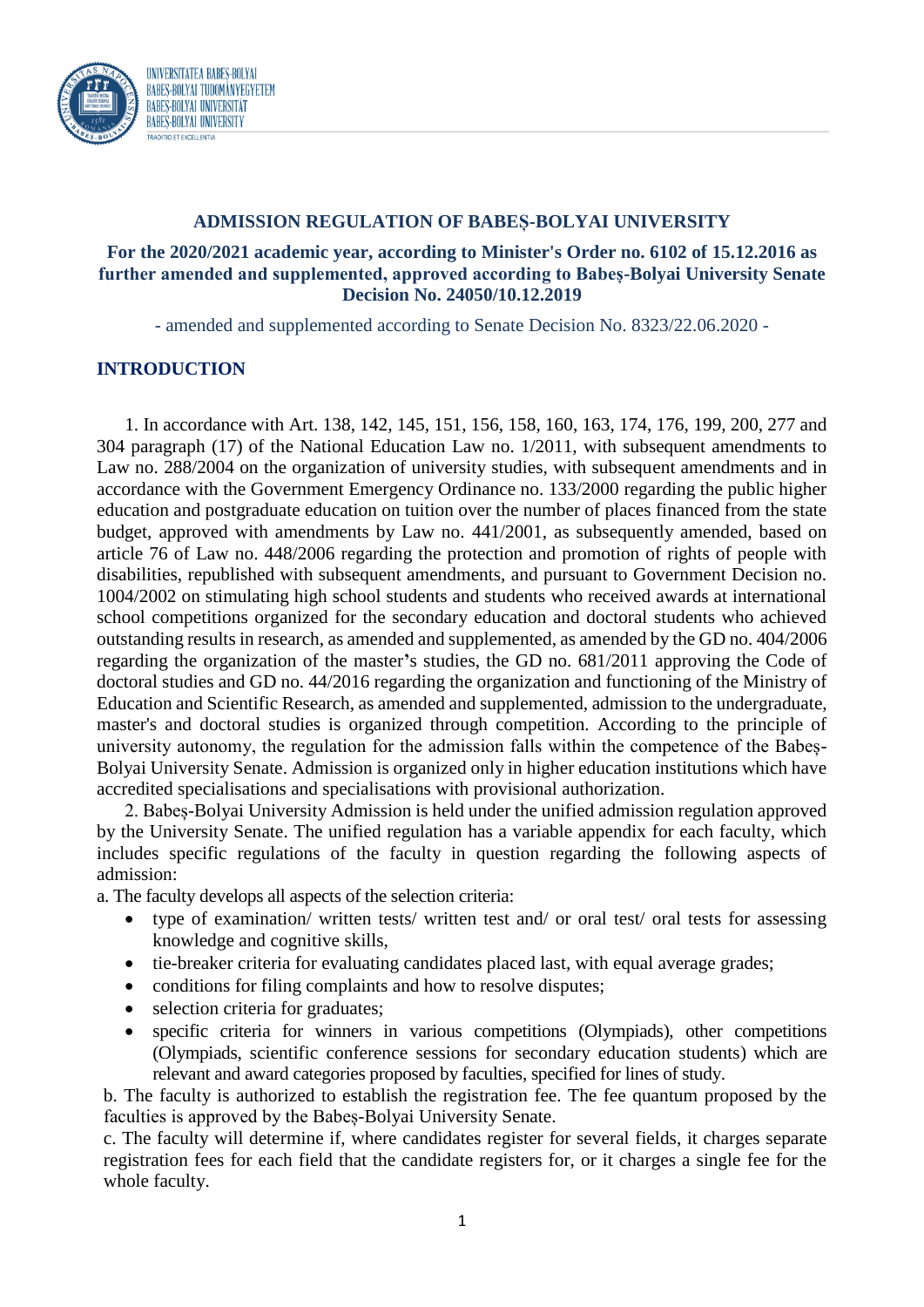# ADMISSION REGULATION OF BABEȘ-BOLYAI UNIVERSITY

## For the 2020/2021 academic year, according to Minister's Order no. 6102 of 15.12.2016 as further amended and supplemented, approved according to Babeș-Bolyai University Senate Decision No. 24050/10.12.2019

- amended and supplemented according to Senate Decision No. 8323/22.06.2020 -

## INTRODUCTION

1. In accordance with Art. 138, 142, 145, 151, 156, 158, 160, 163, 174, 176, 199, 200, 277 and 304 paragraph (17) of the National Education Law no. 1/2011, with subsequent amendments to Law no. 288/2004 on the organization of university studies, with subsequent amendments and in accordance with the Government Emergency Ordinance no. 133/2000 regarding the public higher education and postgraduate education on tuition over the number of places financed from the state budget, approved with amendments by Law no. 441/2001, as subsequently amended, based on article 76 of Law no. 448/2006 regarding the protection and promotion of rights of people with disabilities, republished with subsequent amendments, and pursuant to Government Decision no. 1004/2002 on stimulating high school students and students who received awards at international school competitions organized for the secondary education and doctoral students who achieved outstanding results in research, as amended and supplemented, as amended by the GD no. 404/2006 regarding the organization of the master's studies, the GD no. 681/2011 approving the Code of doctoral studies and GD no. 44/2016 regarding the organization and functioning of the Ministry of Education and Scientific Research, as amended and supplemented, admission to the undergraduate, master's and doctoral studies is organized through competition. According to the principle of university autonomy, the regulation for the admission falls within the competence of the Babeș-Bolyai University Senate. Admission is organized only in higher education institutions which have accredited specialisations and specialisations with provisional authorization.

2. Babeș-Bolyai University Admission is held under the unified admission regulation approved by the University Senate. The unified regulation has a variable appendix for each faculty, which includes specific regulations of the faculty in question regarding the following aspects of admission:

a. The faculty develops all aspects of the selection criteria:

- type of examination/ written tests/ written test and/ or oral test/ oral tests for assessing knowledge and cognitive skills,
- tie-breaker criteria for evaluating candidates placed last, with equal average grades;
- conditions for filing complaints and how to resolve disputes;
- selection criteria for graduates;
- specific criteria for winners in various competitions (Olympiads), other competitions (Olympiads, scientific conference sessions for secondary education students) which are relevant and award categories proposed by faculties, specified for lines of study.

b. The faculty is authorized to establish the registration fee. The fee quantum proposed by the faculties is approved by the Babeș-Bolyai University Senate.

c. The faculty will determine if, where candidates register for several fields, it charges separate registration fees for each field that the candidate registers for, or it charges a single fee for the whole faculty.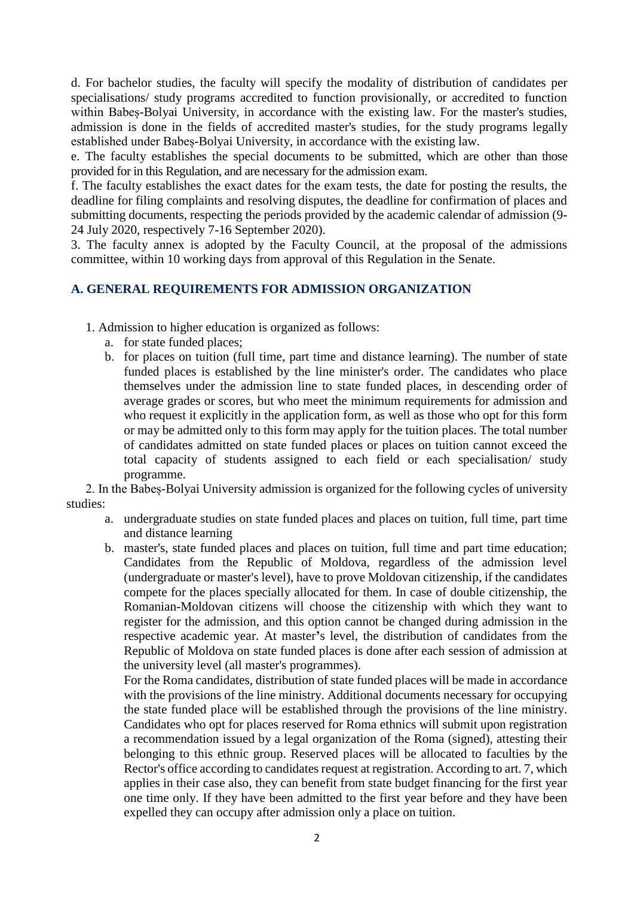d. For bachelor studies, the faculty will specify the modality of distribution of candidates per specialisations/ study programs accredited to function provisionally, or accredited to function within Babeș-Bolyai University, in accordance with the existing law. For the master's studies, admission is done in the fields of accredited master's studies, for the study programs legally established under Babeș-Bolyai University, in accordance with the existing law.

e. The faculty establishes the special documents to be submitted, which are other than those provided for in this Regulation, and are necessary for the admission exam.

f. The faculty establishes the exact dates for the exam tests, the date for posting the results, the deadline for filing complaints and resolving disputes, the deadline for confirmation of places and submitting documents, respecting the periods provided by the academic calendar of admission (9-24 July 2020, respectively 7-16 September 2020).

3. The faculty annex is adopted by the Faculty Council, at the proposal of the admissions committee, within 10 working days from approval of this Regulation in the Senate.

## A. GENERAL REQUIREMENTS FOR ADMISSION ORGANIZATION

1. Admission to higher education is organized as follows:
   a. for state funded places;
   b. for places on tuition (full time, part time and distance learning). The number of state funded places is established by the line minister's order. The candidates who place themselves under the admission line to state funded places, in descending order of average grades or scores, but who meet the minimum requirements for admission and who request it explicitly in the application form, as well as those who opt for this form or may be admitted only to this form may apply for the tuition places. The total number of candidates admitted on state funded places or places on tuition cannot exceed the total capacity of students assigned to each field or each specialisation/ study programme.

2. In the Babeș-Bolyai University admission is organized for the following cycles of university studies:
   a. undergraduate studies on state funded places and places on tuition, full time, part time and distance learning
   b. master's, state funded places and places on tuition, full time and part time education; Candidates from the Republic of Moldova, regardless of the admission level (undergraduate or master's level), have to prove Moldovan citizenship, if the candidates compete for the places specially allocated for them. In case of double citizenship, the Romanian-Moldovan citizens will choose the citizenship with which they want to register for the admission, and this option cannot be changed during admission in the respective academic year. At master's level, the distribution of candidates from the Republic of Moldova on state funded places is done after each session of admission at the university level (all master's programmes).

   For the Roma candidates, distribution of state funded places will be made in accordance with the provisions of the line ministry. Additional documents necessary for occupying the state funded place will be established through the provisions of the line ministry. Candidates who opt for places reserved for Roma ethnics will submit upon registration a recommendation issued by a legal organization of the Roma (signed), attesting their belonging to this ethnic group. Reserved places will be allocated to faculties by the Rector's office according to candidates request at registration. According to art. 7, which applies in their case also, they can benefit from state budget financing for the first year one time only. If they have been admitted to the first year before and they have been expelled they can occupy after admission only a place on tuition.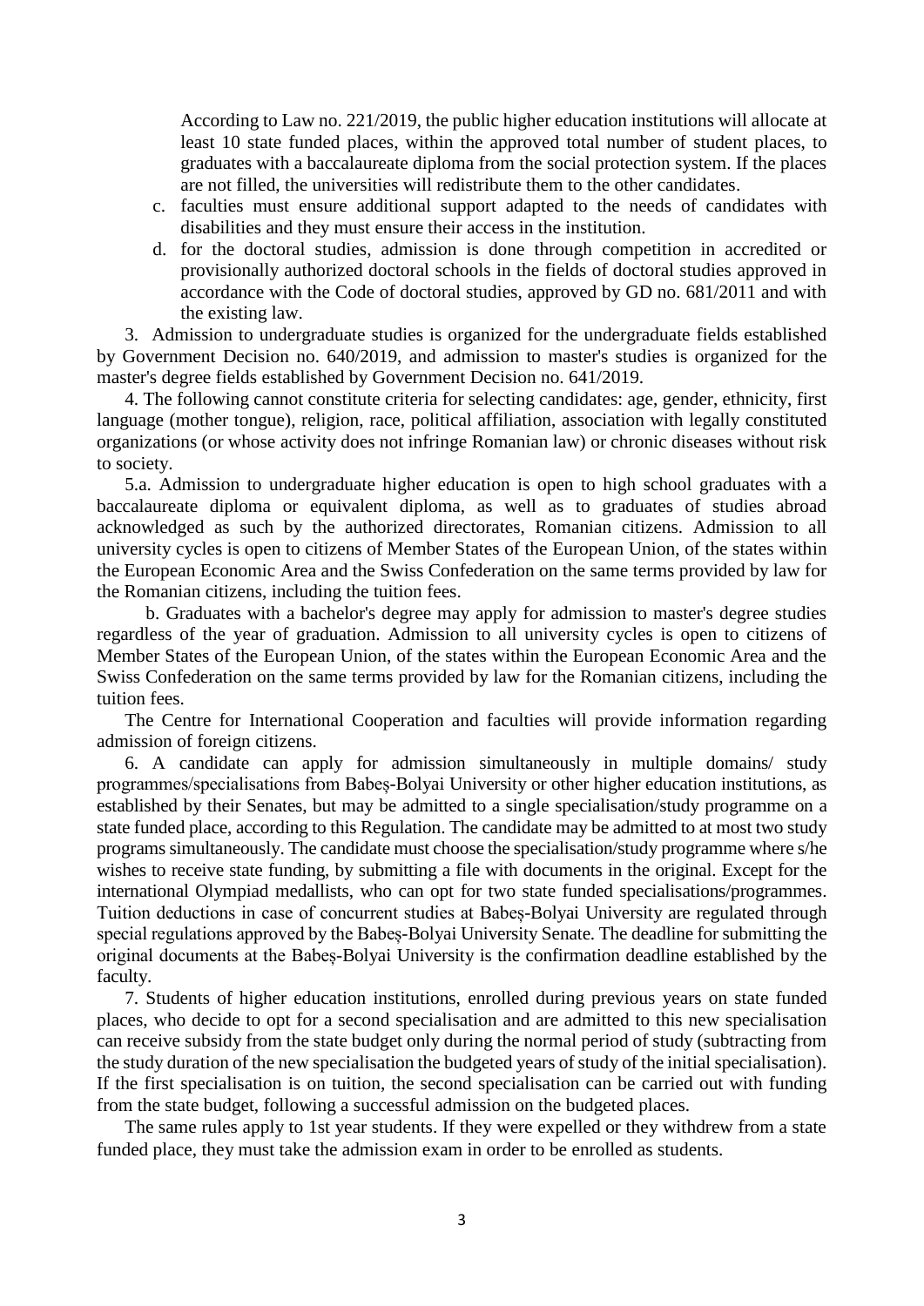According to Law no. 221/2019, the public higher education institutions will allocate at least 10 state funded places, within the approved total number of student places, to graduates with a baccalaureate diploma from the social protection system. If the places are not filled, the universities will redistribute them to the other candidates.

c. faculties must ensure additional support adapted to the needs of candidates with disabilities and they must ensure their access in the institution.

d. for the doctoral studies, admission is done through competition in accredited or provisionally authorized doctoral schools in the fields of doctoral studies approved in accordance with the Code of doctoral studies, approved by GD no. 681/2011 and with the existing law.

3. Admission to undergraduate studies is organized for the undergraduate fields established by Government Decision no. 640/2019, and admission to master's studies is organized for the master's degree fields established by Government Decision no. 641/2019.

4. The following cannot constitute criteria for selecting candidates: age, gender, ethnicity, first language (mother tongue), religion, race, political affiliation, association with legally constituted organizations (or whose activity does not infringe Romanian law) or chronic diseases without risk to society.

5.a. Admission to undergraduate higher education is open to high school graduates with a baccalaureate diploma or equivalent diploma, as well as to graduates of studies abroad acknowledged as such by the authorized directorates, Romanian citizens. Admission to all university cycles is open to citizens of Member States of the European Union, of the states within the European Economic Area and the Swiss Confederation on the same terms provided by law for the Romanian citizens, including the tuition fees.

b. Graduates with a bachelor's degree may apply for admission to master's degree studies regardless of the year of graduation. Admission to all university cycles is open to citizens of Member States of the European Union, of the states within the European Economic Area and the Swiss Confederation on the same terms provided by law for the Romanian citizens, including the tuition fees.

The Centre for International Cooperation and faculties will provide information regarding admission of foreign citizens.

6. A candidate can apply for admission simultaneously in multiple domains/ study programmes/specialisations from Babeș-Bolyai University or other higher education institutions, as established by their Senates, but may be admitted to a single specialisation/study programme on a state funded place, according to this Regulation. The candidate may be admitted to at most two study programs simultaneously. The candidate must choose the specialisation/study programme where s/he wishes to receive state funding, by submitting a file with documents in the original. Except for the international Olympiad medallists, who can opt for two state funded specialisations/programmes. Tuition deductions in case of concurrent studies at Babeș-Bolyai University are regulated through special regulations approved by the Babeș-Bolyai University Senate. The deadline for submitting the original documents at the Babeș-Bolyai University is the confirmation deadline established by the faculty.

7. Students of higher education institutions, enrolled during previous years on state funded places, who decide to opt for a second specialisation and are admitted to this new specialisation can receive subsidy from the state budget only during the normal period of study (subtracting from the study duration of the new specialisation the budgeted years of study of the initial specialisation). If the first specialisation is on tuition, the second specialisation can be carried out with funding from the state budget, following a successful admission on the budgeted places.

The same rules apply to 1st year students. If they were expelled or they withdrew from a state funded place, they must take the admission exam in order to be enrolled as students.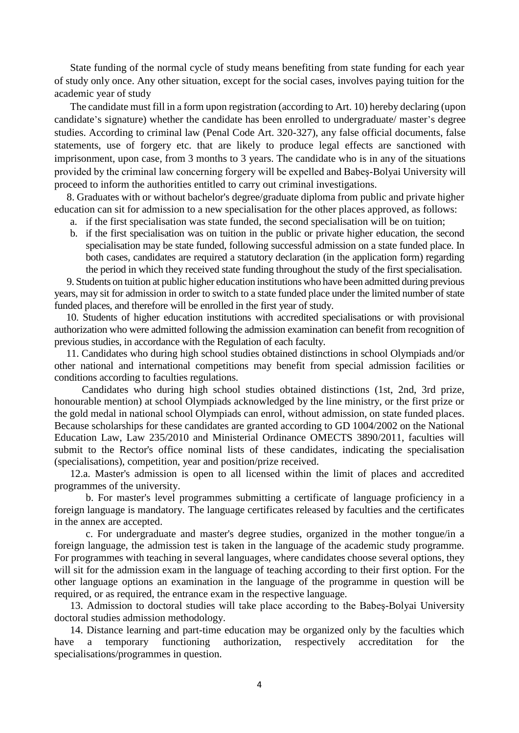State funding of the normal cycle of study means benefiting from state funding for each year of study only once. Any other situation, except for the social cases, involves paying tuition for the academic year of study

The candidate must fill in a form upon registration (according to Art. 10) hereby declaring (upon candidate's signature) whether the candidate has been enrolled to undergraduate/ master's degree studies. According to criminal law (Penal Code Art. 320-327), any false official documents, false statements, use of forgery etc. that are likely to produce legal effects are sanctioned with imprisonment, upon case, from 3 months to 3 years. The candidate who is in any of the situations provided by the criminal law concerning forgery will be expelled and Babeş-Bolyai University will proceed to inform the authorities entitled to carry out criminal investigations.

8. Graduates with or without bachelor's degree/graduate diploma from public and private higher education can sit for admission to a new specialisation for the other places approved, as follows:

a. if the first specialisation was state funded, the second specialisation will be on tuition;
b. if the first specialisation was on tuition in the public or private higher education, the second specialisation may be state funded, following successful admission on a state funded place. In both cases, candidates are required a statutory declaration (in the application form) regarding the period in which they received state funding throughout the study of the first specialisation.

9. Students on tuition at public higher education institutions who have been admitted during previous years, may sit for admission in order to switch to a state funded place under the limited number of state funded places, and therefore will be enrolled in the first year of study.

10. Students of higher education institutions with accredited specialisations or with provisional authorization who were admitted following the admission examination can benefit from recognition of previous studies, in accordance with the Regulation of each faculty.

11. Candidates who during high school studies obtained distinctions in school Olympiads and/or other national and international competitions may benefit from special admission facilities or conditions according to faculties regulations.

Candidates who during high school studies obtained distinctions (1st, 2nd, 3rd prize, honourable mention) at school Olympiads acknowledged by the line ministry, or the first prize or the gold medal in national school Olympiads can enrol, without admission, on state funded places. Because scholarships for these candidates are granted according to GD 1004/2002 on the National Education Law, Law 235/2010 and Ministerial Ordinance OMECTS 3890/2011, faculties will submit to the Rector's office nominal lists of these candidates, indicating the specialisation (specialisations), competition, year and position/prize received.

12.a. Master's admission is open to all licensed within the limit of places and accredited programmes of the university.

b. For master's level programmes submitting a certificate of language proficiency in a foreign language is mandatory. The language certificates released by faculties and the certificates in the annex are accepted.

c. For undergraduate and master's degree studies, organized in the mother tongue/in a foreign language, the admission test is taken in the language of the academic study programme. For programmes with teaching in several languages, where candidates choose several options, they will sit for the admission exam in the language of teaching according to their first option. For the other language options an examination in the language of the programme in question will be required, or as required, the entrance exam in the respective language.

13. Admission to doctoral studies will take place according to the Babeş-Bolyai University doctoral studies admission methodology.

14. Distance learning and part-time education may be organized only by the faculties which have a temporary functioning authorization, respectively accreditation for the specialisations/programmes in question.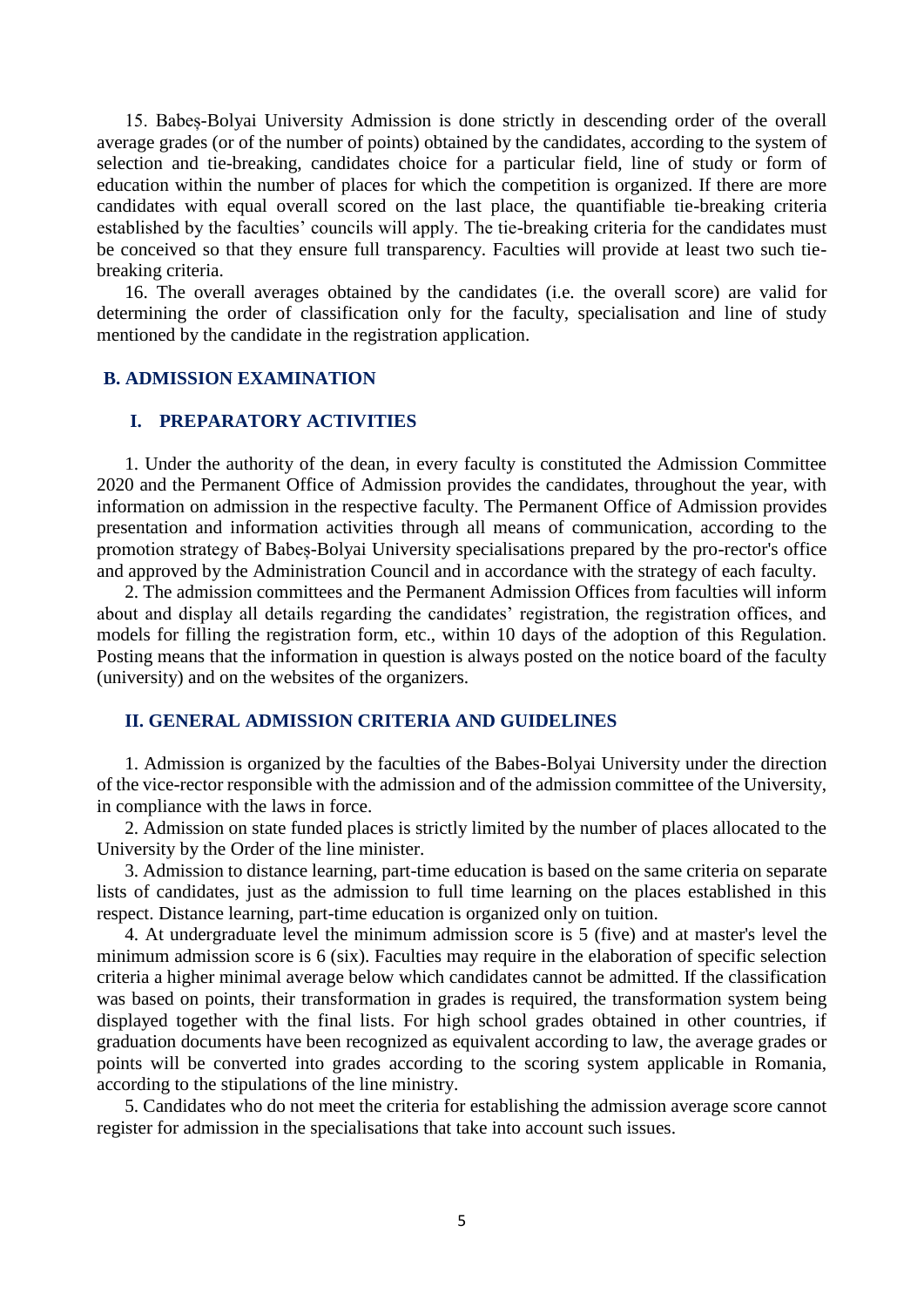15. Babeș-Bolyai University Admission is done strictly in descending order of the overall average grades (or of the number of points) obtained by the candidates, according to the system of selection and tie-breaking, candidates choice for a particular field, line of study or form of education within the number of places for which the competition is organized. If there are more candidates with equal overall scored on the last place, the quantifiable tie-breaking criteria established by the faculties' councils will apply. The tie-breaking criteria for the candidates must be conceived so that they ensure full transparency. Faculties will provide at least two such tie-breaking criteria.

16. The overall averages obtained by the candidates (i.e. the overall score) are valid for determining the order of classification only for the faculty, specialisation and line of study mentioned by the candidate in the registration application.

## B. ADMISSION EXAMINATION

### I. PREPARATORY ACTIVITIES

1. Under the authority of the dean, in every faculty is constituted the Admission Committee 2020 and the Permanent Office of Admission provides the candidates, throughout the year, with information on admission in the respective faculty. The Permanent Office of Admission provides presentation and information activities through all means of communication, according to the promotion strategy of Babeș-Bolyai University specialisations prepared by the pro-rector's office and approved by the Administration Council and in accordance with the strategy of each faculty.

2. The admission committees and the Permanent Admission Offices from faculties will inform about and display all details regarding the candidates' registration, the registration offices, and models for filling the registration form, etc., within 10 days of the adoption of this Regulation. Posting means that the information in question is always posted on the notice board of the faculty (university) and on the websites of the organizers.

### II. GENERAL ADMISSION CRITERIA AND GUIDELINES

1. Admission is organized by the faculties of the Babes-Bolyai University under the direction of the vice-rector responsible with the admission and of the admission committee of the University, in compliance with the laws in force.

2. Admission on state funded places is strictly limited by the number of places allocated to the University by the Order of the line minister.

3. Admission to distance learning, part-time education is based on the same criteria on separate lists of candidates, just as the admission to full time learning on the places established in this respect. Distance learning, part-time education is organized only on tuition.

4. At undergraduate level the minimum admission score is 5 (five) and at master's level the minimum admission score is 6 (six). Faculties may require in the elaboration of specific selection criteria a higher minimal average below which candidates cannot be admitted. If the classification was based on points, their transformation in grades is required, the transformation system being displayed together with the final lists. For high school grades obtained in other countries, if graduation documents have been recognized as equivalent according to law, the average grades or points will be converted into grades according to the scoring system applicable in Romania, according to the stipulations of the line ministry.

5. Candidates who do not meet the criteria for establishing the admission average score cannot register for admission in the specialisations that take into account such issues.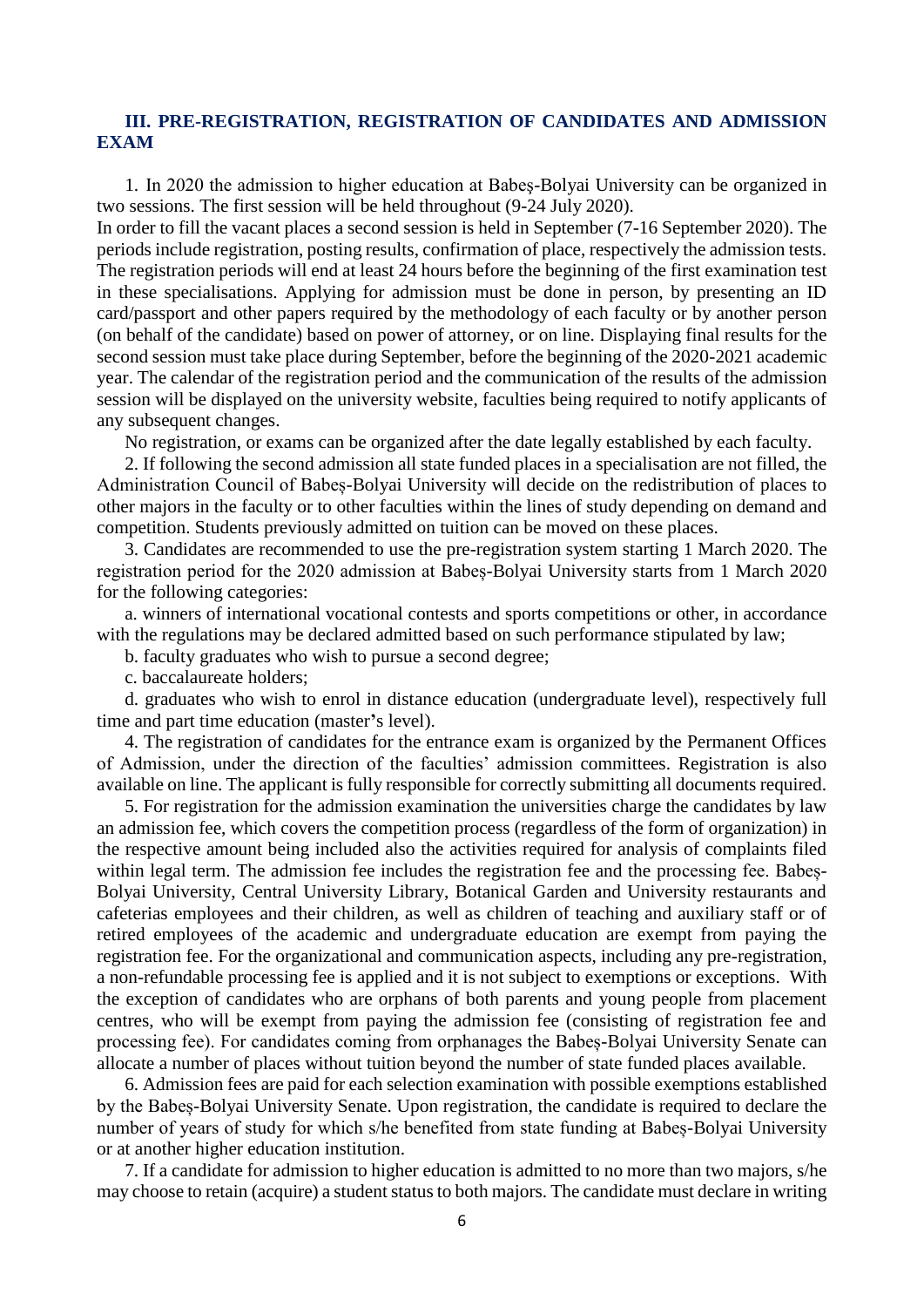## III. PRE-REGISTRATION, REGISTRATION OF CANDIDATES AND ADMISSION EXAM

1. In 2020 the admission to higher education at Babeş-Bolyai University can be organized in two sessions. The first session will be held throughout (9-24 July 2020).

In order to fill the vacant places a second session is held in September (7-16 September 2020). The periods include registration, posting results, confirmation of place, respectively the admission tests. The registration periods will end at least 24 hours before the beginning of the first examination test in these specialisations. Applying for admission must be done in person, by presenting an ID card/passport and other papers required by the methodology of each faculty or by another person (on behalf of the candidate) based on power of attorney, or on line. Displaying final results for the second session must take place during September, before the beginning of the 2020-2021 academic year. The calendar of the registration period and the communication of the results of the admission session will be displayed on the university website, faculties being required to notify applicants of any subsequent changes.

No registration, or exams can be organized after the date legally established by each faculty.

2. If following the second admission all state funded places in a specialisation are not filled, the Administration Council of Babeş-Bolyai University will decide on the redistribution of places to other majors in the faculty or to other faculties within the lines of study depending on demand and competition. Students previously admitted on tuition can be moved on these places.

3. Candidates are recommended to use the pre-registration system starting 1 March 2020. The registration period for the 2020 admission at Babeș-Bolyai University starts from 1 March 2020 for the following categories:

a. winners of international vocational contests and sports competitions or other, in accordance with the regulations may be declared admitted based on such performance stipulated by law;

b. faculty graduates who wish to pursue a second degree;

c. baccalaureate holders;

d. graduates who wish to enrol in distance education (undergraduate level), respectively full time and part time education (master's level).

4. The registration of candidates for the entrance exam is organized by the Permanent Offices of Admission, under the direction of the faculties' admission committees. Registration is also available on line. The applicant is fully responsible for correctly submitting all documents required.

5. For registration for the admission examination the universities charge the candidates by law an admission fee, which covers the competition process (regardless of the form of organization) in the respective amount being included also the activities required for analysis of complaints filed within legal term. The admission fee includes the registration fee and the processing fee. Babeș-Bolyai University, Central University Library, Botanical Garden and University restaurants and cafeterias employees and their children, as well as children of teaching and auxiliary staff or of retired employees of the academic and undergraduate education are exempt from paying the registration fee. For the organizational and communication aspects, including any pre-registration, a non-refundable processing fee is applied and it is not subject to exemptions or exceptions. With the exception of candidates who are orphans of both parents and young people from placement centres, who will be exempt from paying the admission fee (consisting of registration fee and processing fee). For candidates coming from orphanages the Babeș-Bolyai University Senate can allocate a number of places without tuition beyond the number of state funded places available.

6. Admission fees are paid for each selection examination with possible exemptions established by the Babeș-Bolyai University Senate. Upon registration, the candidate is required to declare the number of years of study for which s/he benefited from state funding at Babeș-Bolyai University or at another higher education institution.

7. If a candidate for admission to higher education is admitted to no more than two majors, s/he may choose to retain (acquire) a student status to both majors. The candidate must declare in writing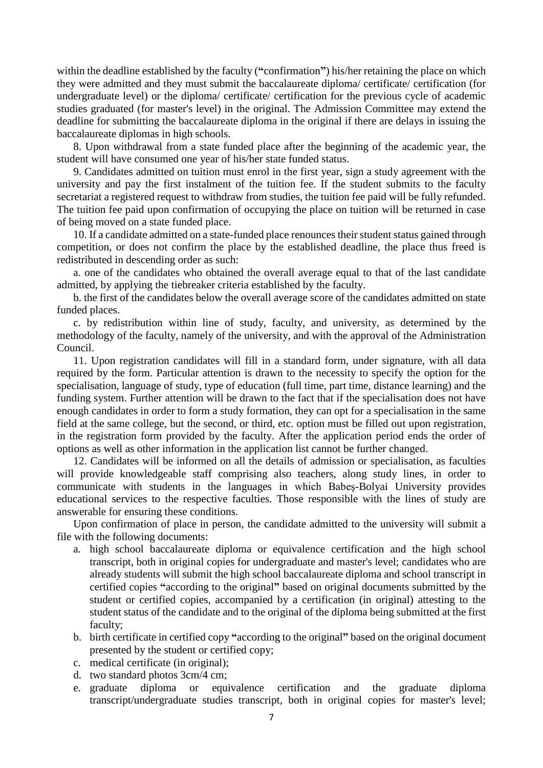within the deadline established by the faculty (**"**confirmation**"**) his/her retaining the place on which they were admitted and they must submit the baccalaureate diploma/ certificate/ certification (for undergraduate level) or the diploma/ certificate/ certification for the previous cycle of academic studies graduated (for master's level) in the original. The Admission Committee may extend the deadline for submitting the baccalaureate diploma in the original if there are delays in issuing the baccalaureate diplomas in high schools.

8. Upon withdrawal from a state funded place after the beginning of the academic year, the student will have consumed one year of his/her state funded status.

9. Candidates admitted on tuition must enrol in the first year, sign a study agreement with the university and pay the first instalment of the tuition fee. If the student submits to the faculty secretariat a registered request to withdraw from studies, the tuition fee paid will be fully refunded. The tuition fee paid upon confirmation of occupying the place on tuition will be returned in case of being moved on a state funded place.

10. If a candidate admitted on a state-funded place renounces their student status gained through competition, or does not confirm the place by the established deadline, the place thus freed is redistributed in descending order as such:

a. one of the candidates who obtained the overall average equal to that of the last candidate admitted, by applying the tiebreaker criteria established by the faculty.

b. the first of the candidates below the overall average score of the candidates admitted on state funded places.

c. by redistribution within line of study, faculty, and university, as determined by the methodology of the faculty, namely of the university, and with the approval of the Administration Council.

11. Upon registration candidates will fill in a standard form, under signature, with all data required by the form. Particular attention is drawn to the necessity to specify the option for the specialisation, language of study, type of education (full time, part time, distance learning) and the funding system. Further attention will be drawn to the fact that if the specialisation does not have enough candidates in order to form a study formation, they can opt for a specialisation in the same field at the same college, but the second, or third, etc. option must be filled out upon registration, in the registration form provided by the faculty. After the application period ends the order of options as well as other information in the application list cannot be further changed.

12. Candidates will be informed on all the details of admission or specialisation, as faculties will provide knowledgeable staff comprising also teachers, along study lines, in order to communicate with students in the languages in which Babeş-Bolyai University provides educational services to the respective faculties. Those responsible with the lines of study are answerable for ensuring these conditions.

Upon confirmation of place in person, the candidate admitted to the university will submit a file with the following documents:

a. high school baccalaureate diploma or equivalence certification and the high school transcript, both in original copies for undergraduate and master's level; candidates who are already students will submit the high school baccalaureate diploma and school transcript in certified copies **"**according to the original**"** based on original documents submitted by the student or certified copies, accompanied by a certification (in original) attesting to the student status of the candidate and to the original of the diploma being submitted at the first faculty;
b. birth certificate in certified copy **"**according to the original**"** based on the original document presented by the student or certified copy;
c. medical certificate (in original);
d. two standard photos 3cm/4 cm;
e. graduate diploma or equivalence certification and the graduate diploma transcript/undergraduate studies transcript, both in original copies for master's level;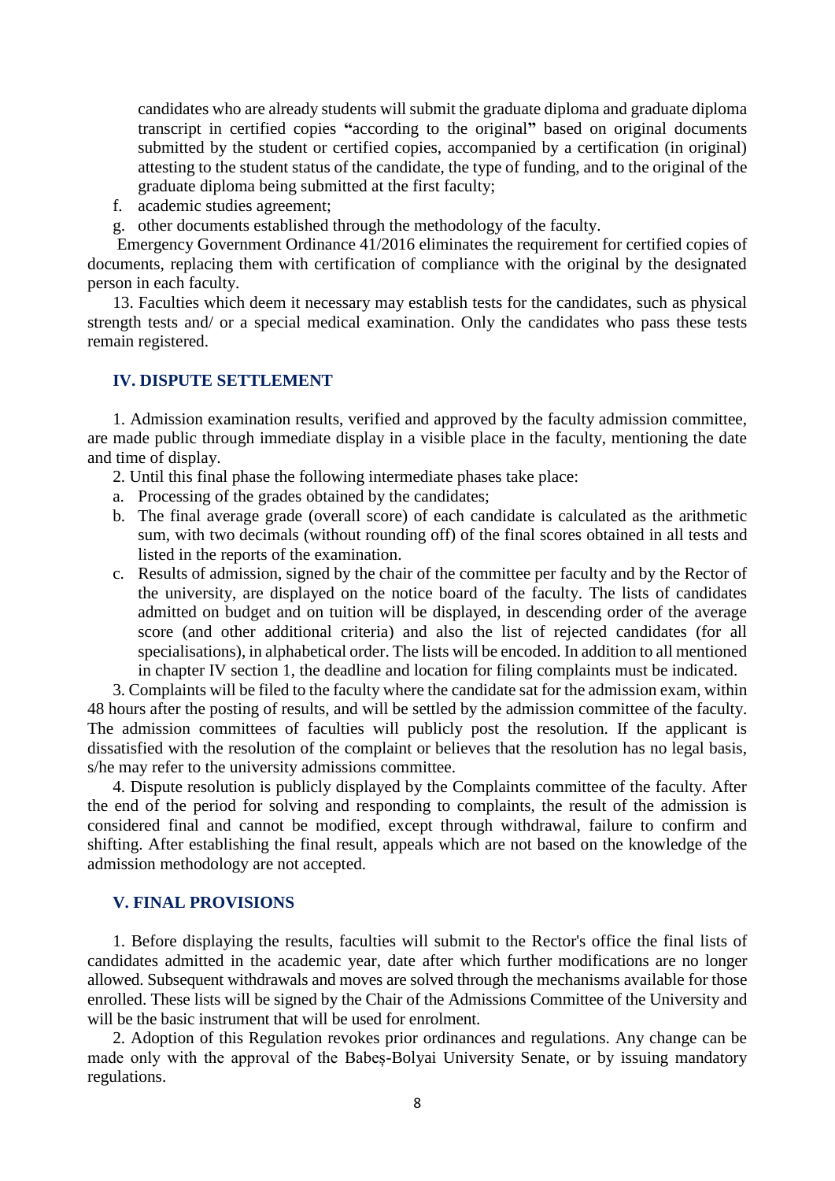candidates who are already students will submit the graduate diploma and graduate diploma transcript in certified copies **"**according to the original**"** based on original documents submitted by the student or certified copies, accompanied by a certification (in original) attesting to the student status of the candidate, the type of funding, and to the original of the graduate diploma being submitted at the first faculty;

f. academic studies agreement;
g. other documents established through the methodology of the faculty.

Emergency Government Ordinance 41/2016 eliminates the requirement for certified copies of documents, replacing them with certification of compliance with the original by the designated person in each faculty.

13. Faculties which deem it necessary may establish tests for the candidates, such as physical strength tests and/ or a special medical examination. Only the candidates who pass these tests remain registered.

## IV. DISPUTE SETTLEMENT

1. Admission examination results, verified and approved by the faculty admission committee, are made public through immediate display in a visible place in the faculty, mentioning the date and time of display.

2. Until this final phase the following intermediate phases take place:

a. Processing of the grades obtained by the candidates;
b. The final average grade (overall score) of each candidate is calculated as the arithmetic sum, with two decimals (without rounding off) of the final scores obtained in all tests and listed in the reports of the examination.
c. Results of admission, signed by the chair of the committee per faculty and by the Rector of the university, are displayed on the notice board of the faculty. The lists of candidates admitted on budget and on tuition will be displayed, in descending order of the average score (and other additional criteria) and also the list of rejected candidates (for all specialisations), in alphabetical order. The lists will be encoded. In addition to all mentioned in chapter IV section 1, the deadline and location for filing complaints must be indicated.

3. Complaints will be filed to the faculty where the candidate sat for the admission exam, within 48 hours after the posting of results, and will be settled by the admission committee of the faculty. The admission committees of faculties will publicly post the resolution. If the applicant is dissatisfied with the resolution of the complaint or believes that the resolution has no legal basis, s/he may refer to the university admissions committee.

4. Dispute resolution is publicly displayed by the Complaints committee of the faculty. After the end of the period for solving and responding to complaints, the result of the admission is considered final and cannot be modified, except through withdrawal, failure to confirm and shifting. After establishing the final result, appeals which are not based on the knowledge of the admission methodology are not accepted.

## V. FINAL PROVISIONS

1. Before displaying the results, faculties will submit to the Rector's office the final lists of candidates admitted in the academic year, date after which further modifications are no longer allowed. Subsequent withdrawals and moves are solved through the mechanisms available for those enrolled. These lists will be signed by the Chair of the Admissions Committee of the University and will be the basic instrument that will be used for enrolment.

2. Adoption of this Regulation revokes prior ordinances and regulations. Any change can be made only with the approval of the Babeș-Bolyai University Senate, or by issuing mandatory regulations.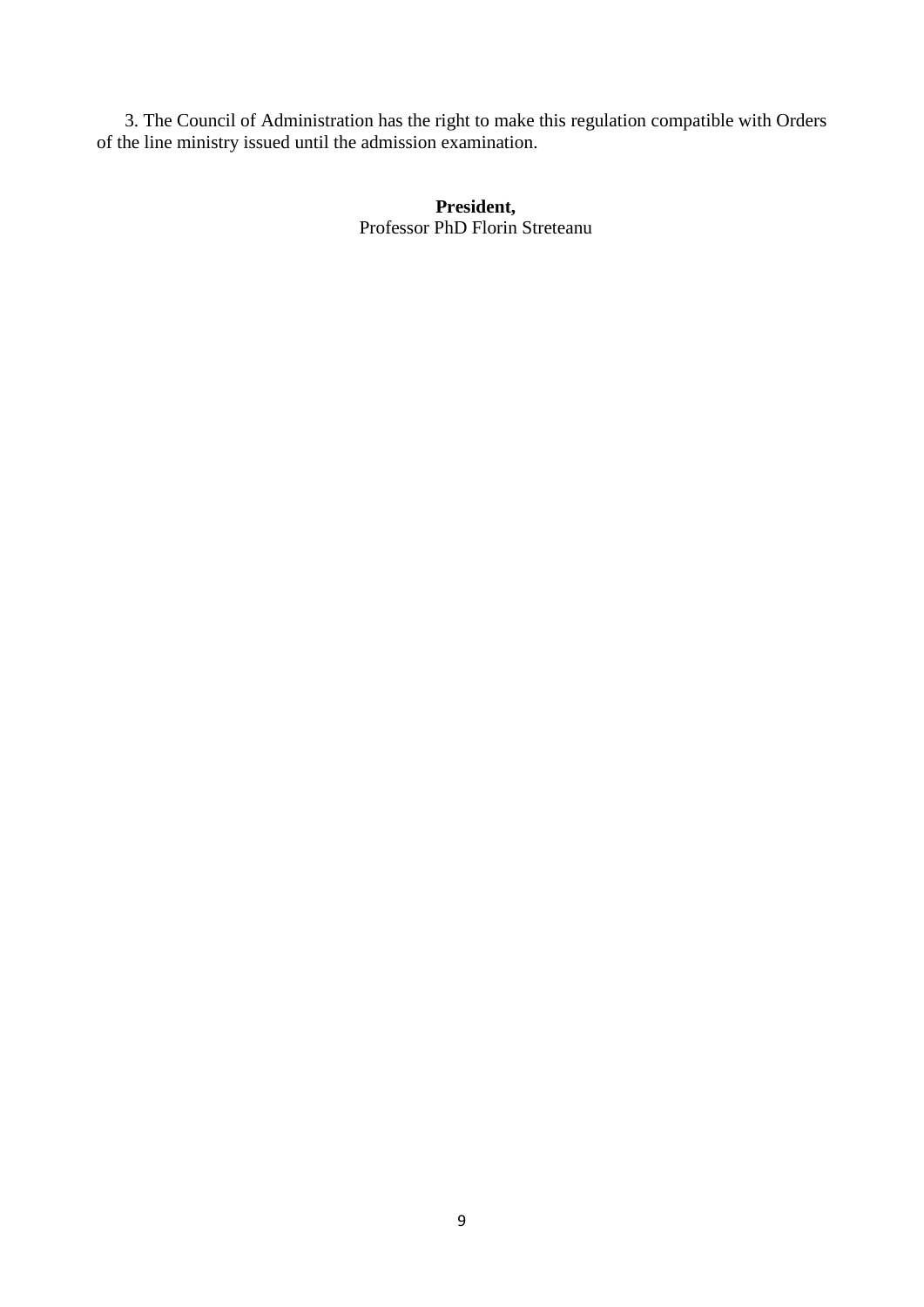3. The Council of Administration has the right to make this regulation compatible with Orders of the line ministry issued until the admission examination.

**President,**
Professor PhD Florin Streteanu